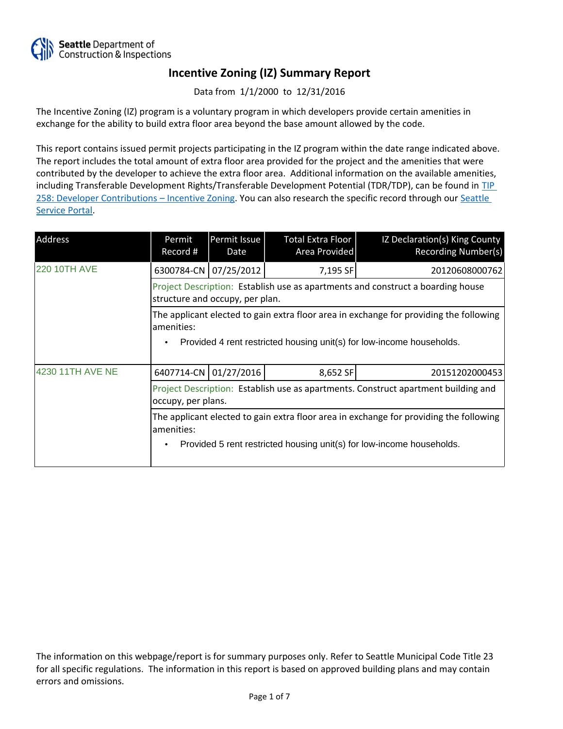Seattle Department of Construction & Inspections

# Incentive Zoning (IZ) Summary Report

Data from 1/1/2000 to 12/31/2016

The Incentive Zoning (IZ) program is a voluntary program in which developers provide certain amenities in exchange for the ability to build extra floor area beyond the base amount allowed by the code.

This report contains issued permit projects participating in the IZ program within the date range indicated above. The report includes the total amount of extra floor area provided for the project and the amenities that were contributed by the developer to achieve the extra floor area. Additional information on the available amenities, including Transferable Development Rights/Transferable Development Potential (TDR/TDP), can be found in TIP 258: Developer Contributions – Incentive Zoning. You can also research the specific record through our Seattle Service Portal.

| Address | Permit Record # | Permit Issue Date | Total Extra Floor Area Provided | IZ Declaration(s) King County Recording Number(s) |
|---|---|---|---|---|
| 220 10TH AVE | 6300784-CN | 07/25/2012 | 7,195 SF | 20120608000762 |
| | Project Description: Establish use as apartments and construct a boarding house structure and occupy, per plan. | | | |
| | The applicant elected to gain extra floor area in exchange for providing the following amenities:<br>• Provided 4 rent restricted housing unit(s) for low-income households. | | | |
| 4230 11TH AVE NE | 6407714-CN | 01/27/2016 | 8,652 SF | 20151202000453 |
| | Project Description: Establish use as apartments. Construct apartment building and occupy, per plans. | | | |
| | The applicant elected to gain extra floor area in exchange for providing the following amenities:<br>• Provided 5 rent restricted housing unit(s) for low-income households. | | | |

The information on this webpage/report is for summary purposes only. Refer to Seattle Municipal Code Title 23 for all specific regulations. The information in this report is based on approved building plans and may contain errors and omissions.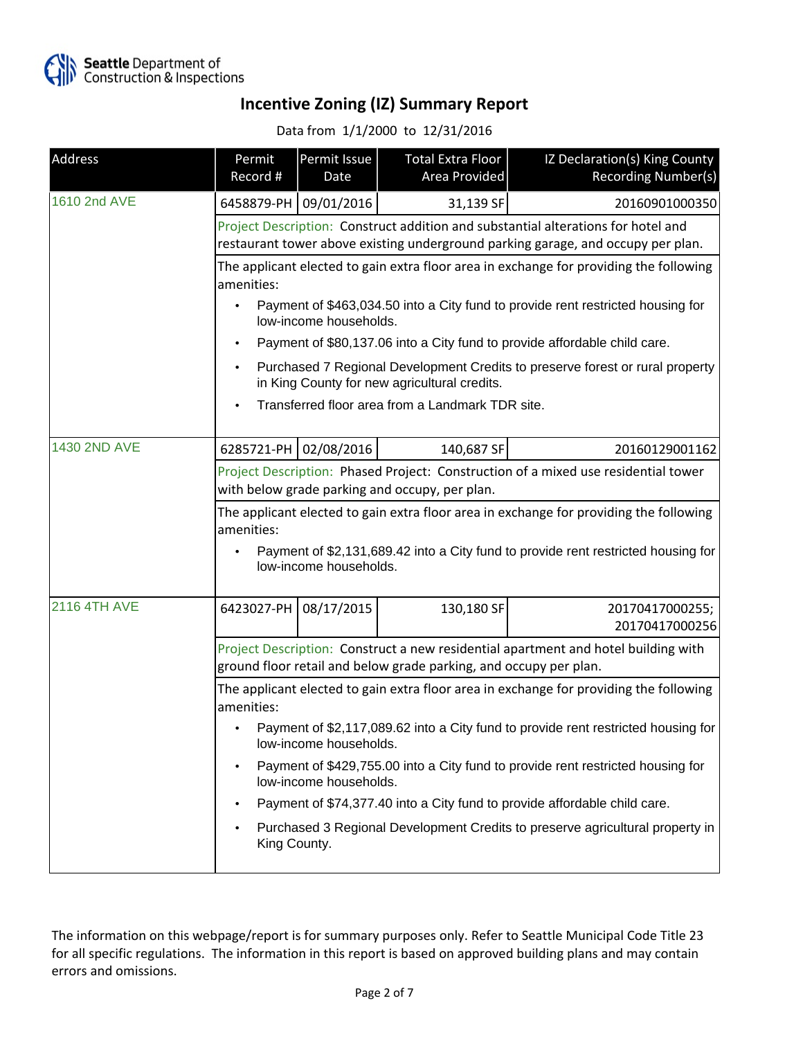# Incentive Zoning (IZ) Summary Report

Data from 1/1/2000 to 12/31/2016

| Address | Permit Record # | Permit Issue Date | Total Extra Floor Area Provided | IZ Declaration(s) King County Recording Number(s) |
|---|---|---|---|---|
| 1610 2nd AVE | 6458879-PH | 09/01/2016 | 31,139 SF | 20160901000350 |
| 1430 2ND AVE | 6285721-PH | 02/08/2016 | 140,687 SF | 20160129001162 |
| 2116 4TH AVE | 6423027-PH | 08/17/2015 | 130,180 SF | 20170417000255; 20170417000256 |

## 1610 2nd AVE

Project Description: Construct addition and substantial alterations for hotel and restaurant tower above existing underground parking garage, and occupy per plan.

The applicant elected to gain extra floor area in exchange for providing the following amenities:

- Payment of $463,034.50 into a City fund to provide rent restricted housing for low-income households.
- Payment of $80,137.06 into a City fund to provide affordable child care.
- Purchased 7 Regional Development Credits to preserve forest or rural property in King County for new agricultural credits.
- Transferred floor area from a Landmark TDR site.

## 1430 2ND AVE

Project Description: Phased Project: Construction of a mixed use residential tower with below grade parking and occupy, per plan.

The applicant elected to gain extra floor area in exchange for providing the following amenities:

- Payment of $2,131,689.42 into a City fund to provide rent restricted housing for low-income households.

## 2116 4TH AVE

Project Description: Construct a new residential apartment and hotel building with ground floor retail and below grade parking, and occupy per plan.

The applicant elected to gain extra floor area in exchange for providing the following amenities:

- Payment of $2,117,089.62 into a City fund to provide rent restricted housing for low-income households.
- Payment of $429,755.00 into a City fund to provide rent restricted housing for low-income households.
- Payment of $74,377.40 into a City fund to provide affordable child care.
- Purchased 3 Regional Development Credits to preserve agricultural property in King County.

The information on this webpage/report is for summary purposes only. Refer to Seattle Municipal Code Title 23 for all specific regulations. The information in this report is based on approved building plans and may contain errors and omissions.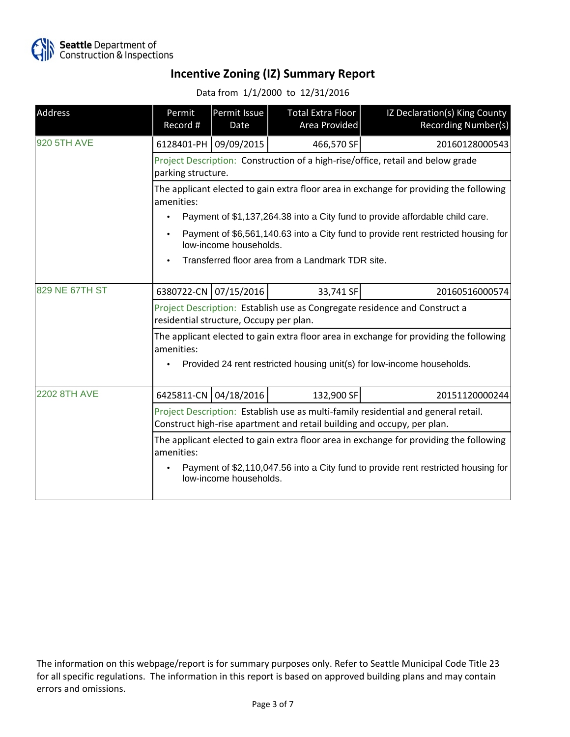Seattle Department of Construction & Inspections

# Incentive Zoning (IZ) Summary Report

Data from 1/1/2000 to 12/31/2016

| Address | Permit Record # | Permit Issue Date | Total Extra Floor Area Provided | IZ Declaration(s) King County Recording Number(s) |
|---|---|---|---|---|
| 920 5TH AVE | 6128401-PH | 09/09/2015 | 466,570 SF | 20160128000543 |
| | Project Description: Construction of a high-rise/office, retail and below grade parking structure. | | | |
| | The applicant elected to gain extra floor area in exchange for providing the following amenities: <br>• Payment of $1,137,264.38 into a City fund to provide affordable child care. <br>• Payment of $6,561,140.63 into a City fund to provide rent restricted housing for low-income households. <br>• Transferred floor area from a Landmark TDR site. | | | |
| 829 NE 67TH ST | 6380722-CN | 07/15/2016 | 33,741 SF | 20160516000574 |
| | Project Description: Establish use as Congregate residence and Construct a residential structure, Occupy per plan. | | | |
| | The applicant elected to gain extra floor area in exchange for providing the following amenities: <br>• Provided 24 rent restricted housing unit(s) for low-income households. | | | |
| 2202 8TH AVE | 6425811-CN | 04/18/2016 | 132,900 SF | 20151120000244 |
| | Project Description: Establish use as multi-family residential and general retail. Construct high-rise apartment and retail building and occupy, per plan. | | | |
| | The applicant elected to gain extra floor area in exchange for providing the following amenities: <br>• Payment of $2,110,047.56 into a City fund to provide rent restricted housing for low-income households. | | | |

The information on this webpage/report is for summary purposes only. Refer to Seattle Municipal Code Title 23 for all specific regulations. The information in this report is based on approved building plans and may contain errors and omissions.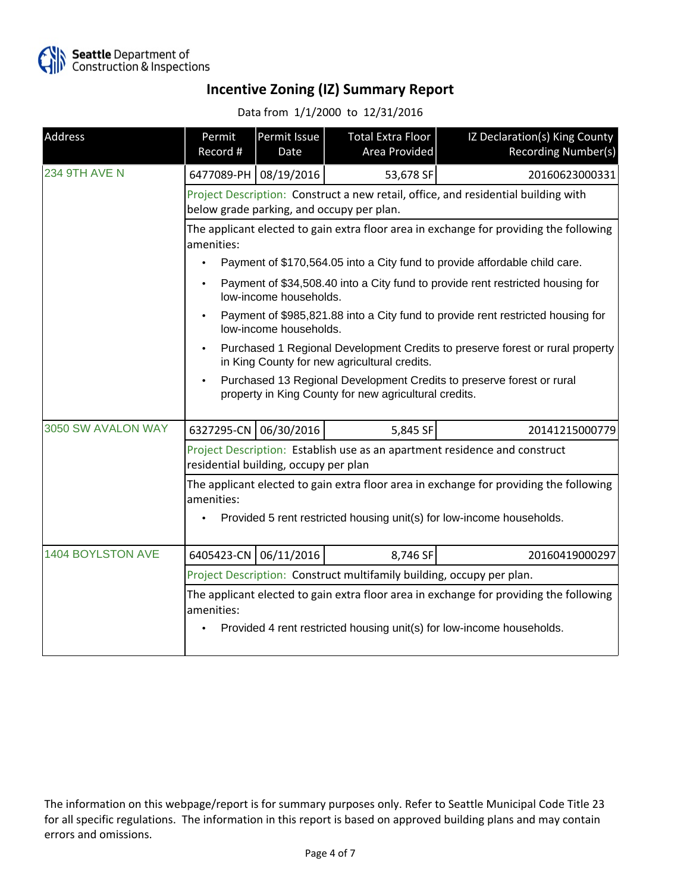# Incentive Zoning (IZ) Summary Report

Data from 1/1/2000 to 12/31/2016

| Address | Permit Record # | Permit Issue Date | Total Extra Floor Area Provided | IZ Declaration(s) King County Recording Number(s) |
|---|---|---|---|---|
| 234 9TH AVE N | 6477089-PH | 08/19/2016 | 53,678 SF | 20160623000331 |

Project Description: Construct a new retail, office, and residential building with below grade parking, and occupy per plan.

The applicant elected to gain extra floor area in exchange for providing the following amenities:

- Payment of $170,564.05 into a City fund to provide affordable child care.
- Payment of $34,508.40 into a City fund to provide rent restricted housing for low-income households.
- Payment of $985,821.88 into a City fund to provide rent restricted housing for low-income households.
- Purchased 1 Regional Development Credits to preserve forest or rural property in King County for new agricultural credits.
- Purchased 13 Regional Development Credits to preserve forest or rural property in King County for new agricultural credits.

| Address | Permit Record # | Permit Issue Date | Total Extra Floor Area Provided | IZ Declaration(s) King County Recording Number(s) |
|---|---|---|---|---|
| 3050 SW AVALON WAY | 6327295-CN | 06/30/2016 | 5,845 SF | 20141215000779 |

Project Description: Establish use as an apartment residence and construct residential building, occupy per plan

The applicant elected to gain extra floor area in exchange for providing the following amenities:

- Provided 5 rent restricted housing unit(s) for low-income households.

| Address | Permit Record # | Permit Issue Date | Total Extra Floor Area Provided | IZ Declaration(s) King County Recording Number(s) |
|---|---|---|---|---|
| 1404 BOYLSTON AVE | 6405423-CN | 06/11/2016 | 8,746 SF | 20160419000297 |

Project Description: Construct multifamily building, occupy per plan.

The applicant elected to gain extra floor area in exchange for providing the following amenities:

- Provided 4 rent restricted housing unit(s) for low-income households.

The information on this webpage/report is for summary purposes only. Refer to Seattle Municipal Code Title 23 for all specific regulations. The information in this report is based on approved building plans and may contain errors and omissions.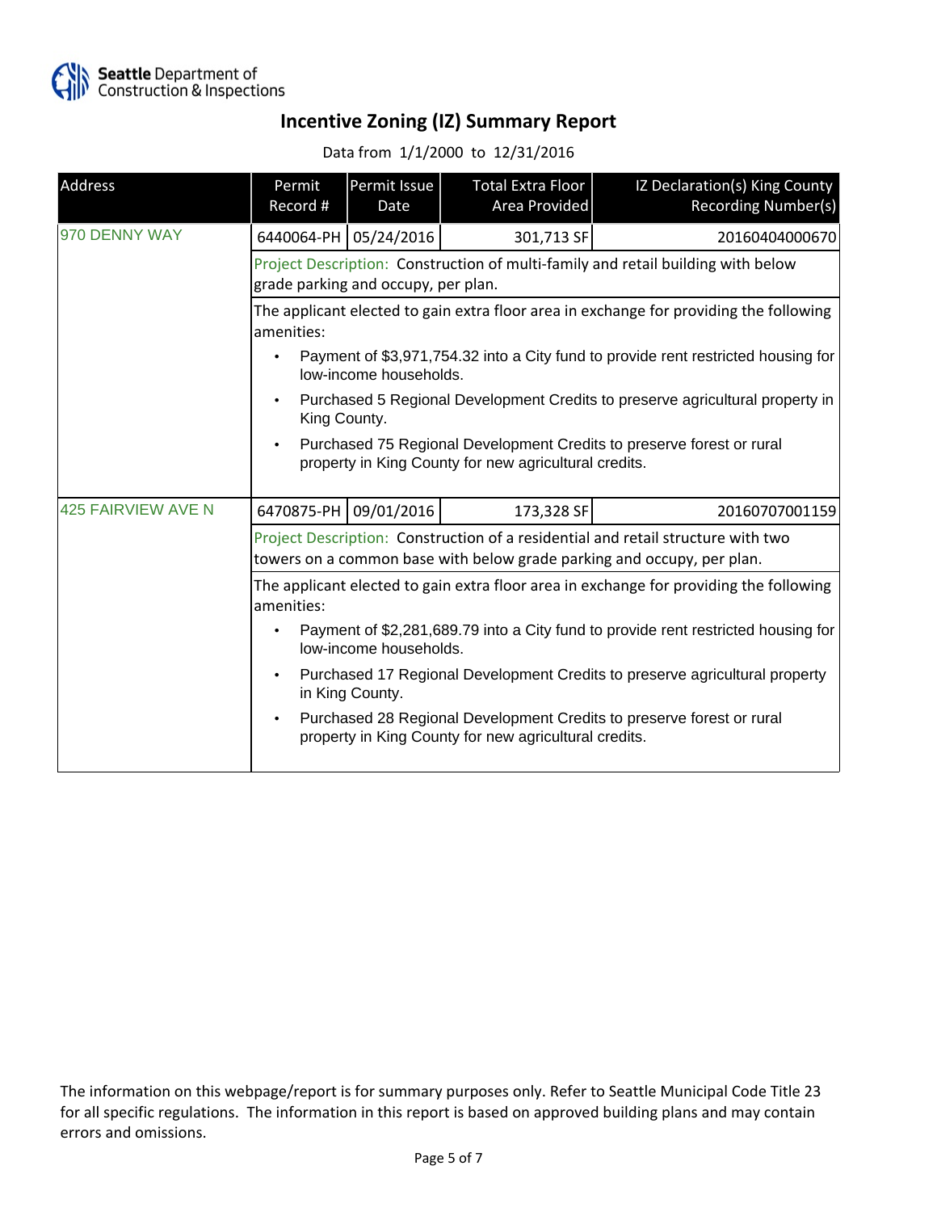Seattle Department of Construction & Inspections

# Incentive Zoning (IZ) Summary Report

Data from 1/1/2000 to 12/31/2016

| Address | Permit Record # | Permit Issue Date | Total Extra Floor Area Provided | IZ Declaration(s) King County Recording Number(s) |
|---|---|---|---|---|
| 970 DENNY WAY | 6440064-PH | 05/24/2016 | 301,713 SF | 20160404000670 |
| | Project Description: Construction of multi-family and retail building with below grade parking and occupy, per plan. | | | |
| | The applicant elected to gain extra floor area in exchange for providing the following amenities:<br>• Payment of $3,971,754.32 into a City fund to provide rent restricted housing for low-income households.<br>• Purchased 5 Regional Development Credits to preserve agricultural property in King County.<br>• Purchased 75 Regional Development Credits to preserve forest or rural property in King County for new agricultural credits. | | | |
| 425 FAIRVIEW AVE N | 6470875-PH | 09/01/2016 | 173,328 SF | 20160707001159 |
| | Project Description: Construction of a residential and retail structure with two towers on a common base with below grade parking and occupy, per plan. | | | |
| | The applicant elected to gain extra floor area in exchange for providing the following amenities:<br>• Payment of $2,281,689.79 into a City fund to provide rent restricted housing for low-income households.<br>• Purchased 17 Regional Development Credits to preserve agricultural property in King County.<br>• Purchased 28 Regional Development Credits to preserve forest or rural property in King County for new agricultural credits. | | | |

The information on this webpage/report is for summary purposes only. Refer to Seattle Municipal Code Title 23 for all specific regulations. The information in this report is based on approved building plans and may contain errors and omissions.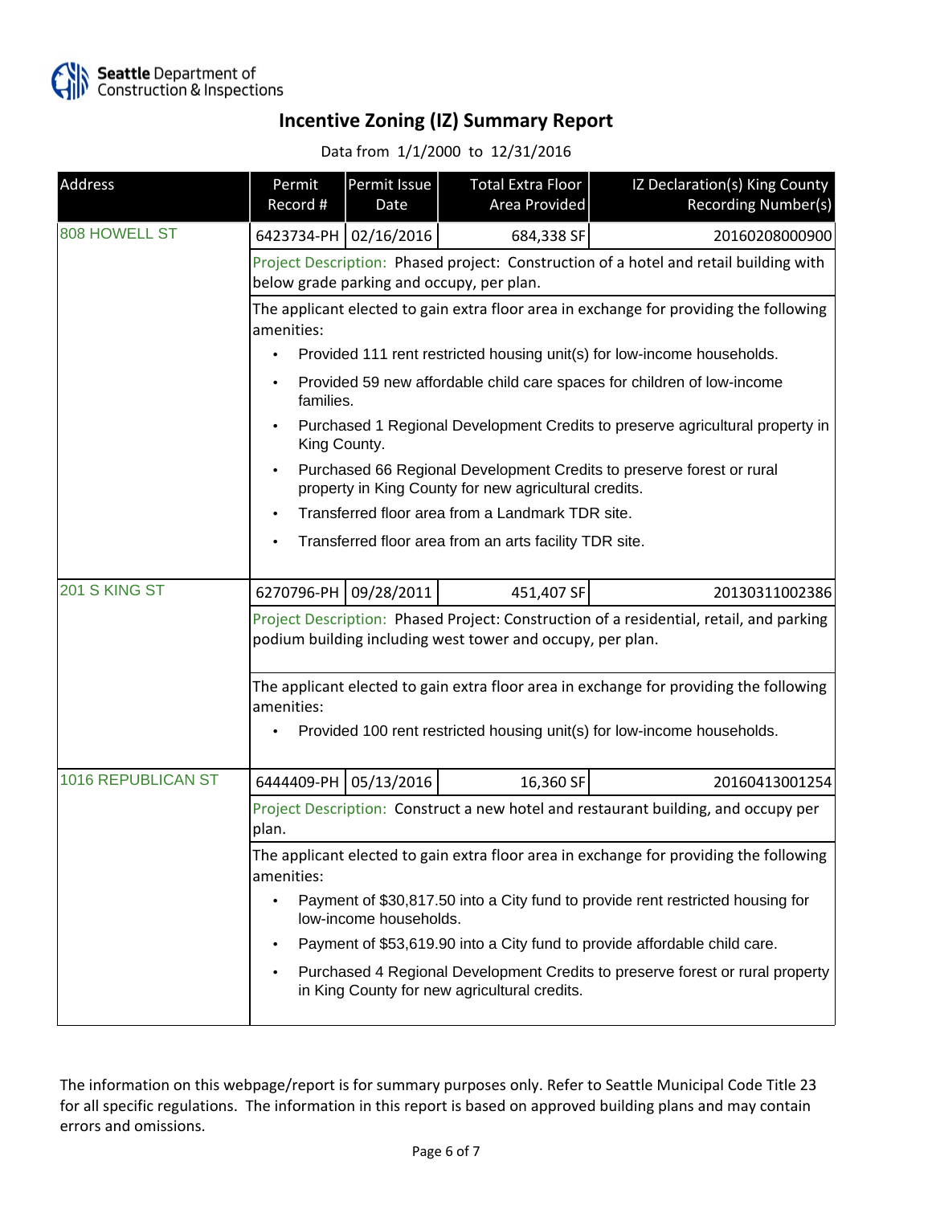# Incentive Zoning (IZ) Summary Report

Data from 1/1/2000 to 12/31/2016

| Address | Permit Record # | Permit Issue Date | Total Extra Floor Area Provided | IZ Declaration(s) King County Recording Number(s) |
|---|---|---|---|---|
| 808 HOWELL ST | 6423734-PH | 02/16/2016 | 684,338 SF | 20160208000900 |
| 201 S KING ST | 6270796-PH | 09/28/2011 | 451,407 SF | 20130311002386 |
| 1016 REPUBLICAN ST | 6444409-PH | 05/13/2016 | 16,360 SF | 20160413001254 |

## 808 HOWELL ST

Project Description: Phased project: Construction of a hotel and retail building with below grade parking and occupy, per plan.

The applicant elected to gain extra floor area in exchange for providing the following amenities:

- Provided 111 rent restricted housing unit(s) for low-income households.
- Provided 59 new affordable child care spaces for children of low-income families.
- Purchased 1 Regional Development Credits to preserve agricultural property in King County.
- Purchased 66 Regional Development Credits to preserve forest or rural property in King County for new agricultural credits.
- Transferred floor area from a Landmark TDR site.
- Transferred floor area from an arts facility TDR site.

## 201 S KING ST

Project Description: Phased Project: Construction of a residential, retail, and parking podium building including west tower and occupy, per plan.

The applicant elected to gain extra floor area in exchange for providing the following amenities:

- Provided 100 rent restricted housing unit(s) for low-income households.

## 1016 REPUBLICAN ST

Project Description: Construct a new hotel and restaurant building, and occupy per plan.

The applicant elected to gain extra floor area in exchange for providing the following amenities:

- Payment of $30,817.50 into a City fund to provide rent restricted housing for low-income households.
- Payment of $53,619.90 into a City fund to provide affordable child care.
- Purchased 4 Regional Development Credits to preserve forest or rural property in King County for new agricultural credits.

The information on this webpage/report is for summary purposes only. Refer to Seattle Municipal Code Title 23 for all specific regulations. The information in this report is based on approved building plans and may contain errors and omissions.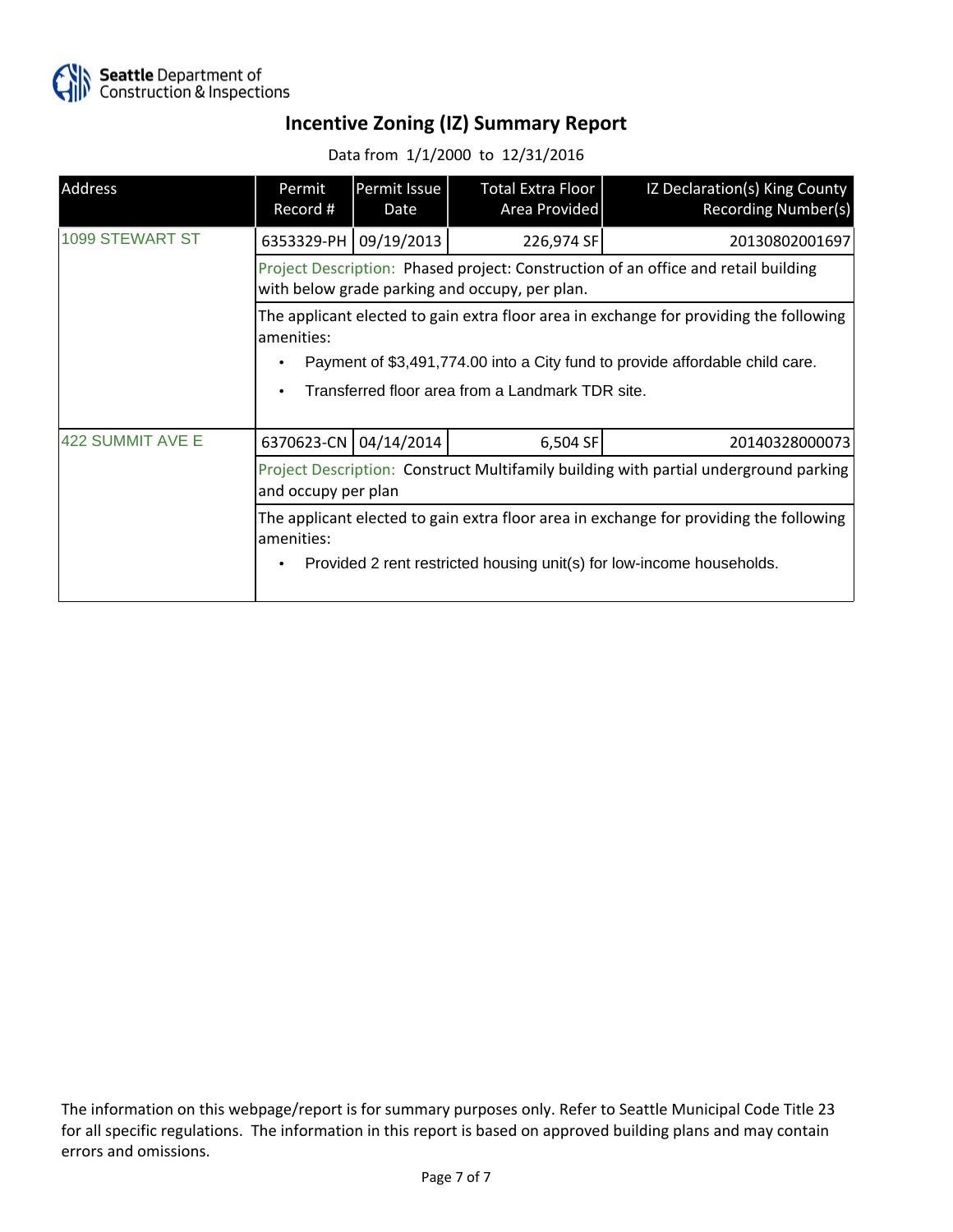Seattle Department of Construction & Inspections

# Incentive Zoning (IZ) Summary Report

Data from 1/1/2000 to 12/31/2016

| Address | Permit Record # | Permit Issue Date | Total Extra Floor Area Provided | IZ Declaration(s) King County Recording Number(s) |
|---|---|---|---|---|
| 1099 STEWART ST | 6353329-PH | 09/19/2013 | 226,974 SF | 20130802001697 |
| | Project Description: Phased project: Construction of an office and retail building with below grade parking and occupy, per plan. | | | |
| | The applicant elected to gain extra floor area in exchange for providing the following amenities: <br>• Payment of $3,491,774.00 into a City fund to provide affordable child care. <br>• Transferred floor area from a Landmark TDR site. | | | |
| 422 SUMMIT AVE E | 6370623-CN | 04/14/2014 | 6,504 SF | 20140328000073 |
| | Project Description: Construct Multifamily building with partial underground parking and occupy per plan | | | |
| | The applicant elected to gain extra floor area in exchange for providing the following amenities: <br>• Provided 2 rent restricted housing unit(s) for low-income households. | | | |

The information on this webpage/report is for summary purposes only. Refer to Seattle Municipal Code Title 23 for all specific regulations. The information in this report is based on approved building plans and may contain errors and omissions.